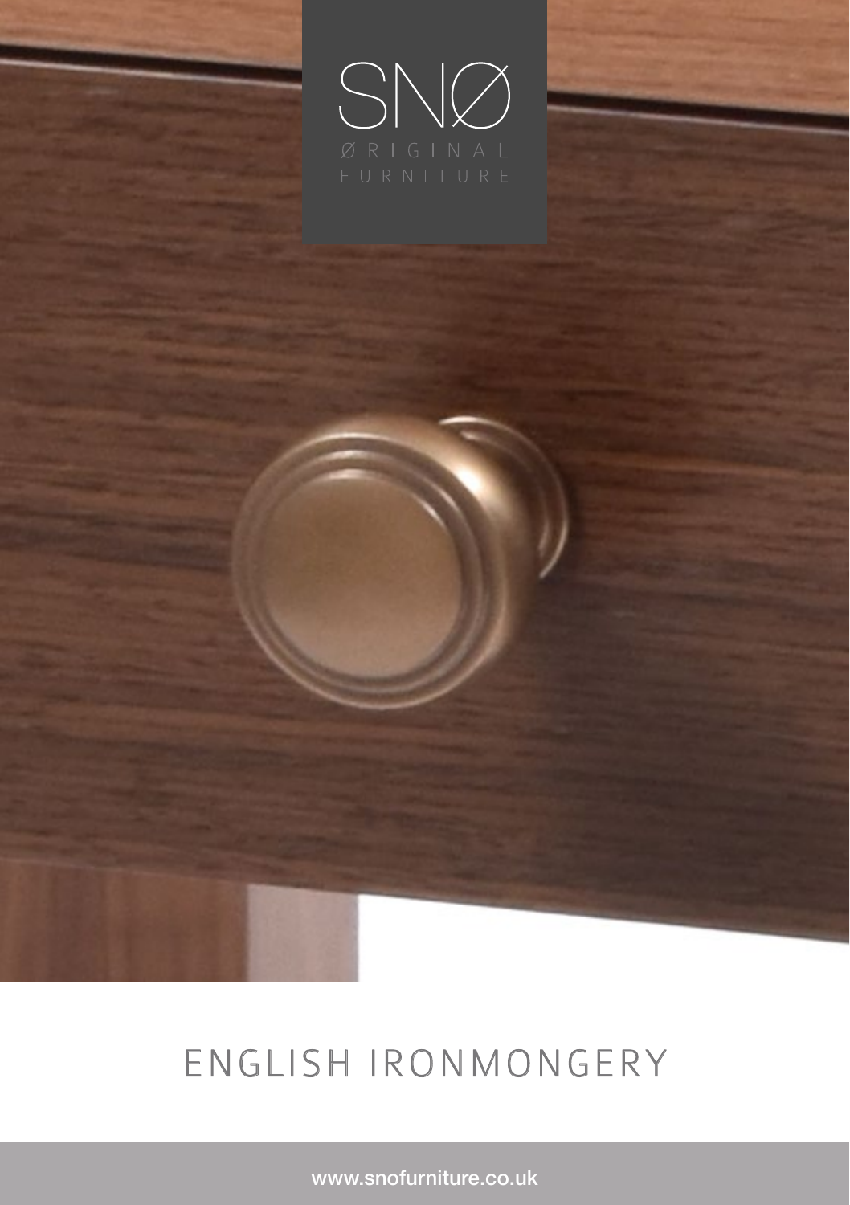SNØ

ØRIGINAL FURNITURE

# ENGLISH IRONMONGERY

www.snofurniture.co.uk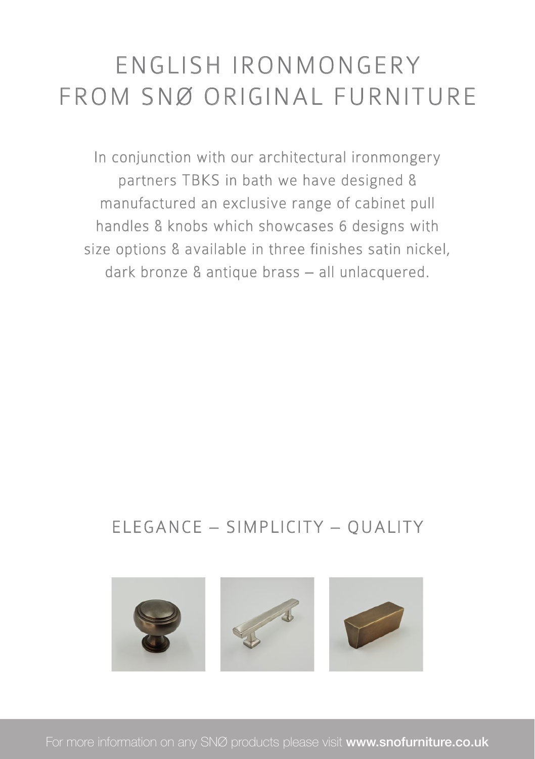# ENGLISH IRONMONGERY FROM SNØ ORIGINAL FURNITURE

In conjunction with our architectural ironmongery partners TBKS in bath we have designed & manufactured an exclusive range of cabinet pull handles & knobs which showcases 6 designs with size options & available in three finishes satin nickel, dark bronze & antique brass – all unlacquered.

## ELEGANCE – SIMPLICITY – QUALITY

For more information on any SNØ products please visit **www.snofurniture.co.uk**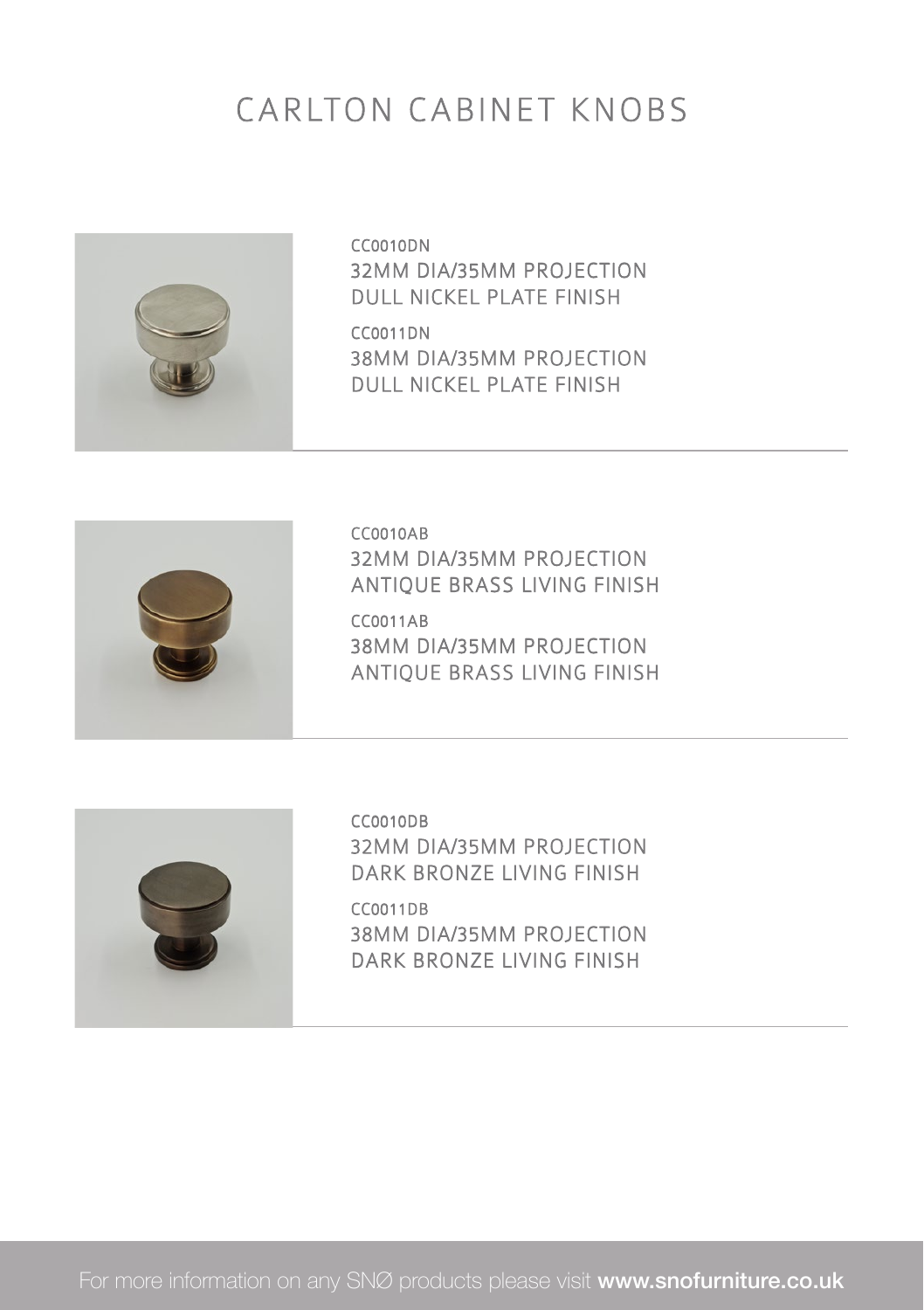# CARLTON CABINET KNOBS

CC0010DN
32MM DIA/35MM PROJECTION
DULL NICKEL PLATE FINISH

CC0011DN
38MM DIA/35MM PROJECTION
DULL NICKEL PLATE FINISH

CC0010AB
32MM DIA/35MM PROJECTION
ANTIQUE BRASS LIVING FINISH

CC0011AB
38MM DIA/35MM PROJECTION
ANTIQUE BRASS LIVING FINISH

CC0010DB
32MM DIA/35MM PROJECTION
DARK BRONZE LIVING FINISH

CC0011DB
38MM DIA/35MM PROJECTION
DARK BRONZE LIVING FINISH

For more information on any SNØ products please visit **www.snofurniture.co.uk**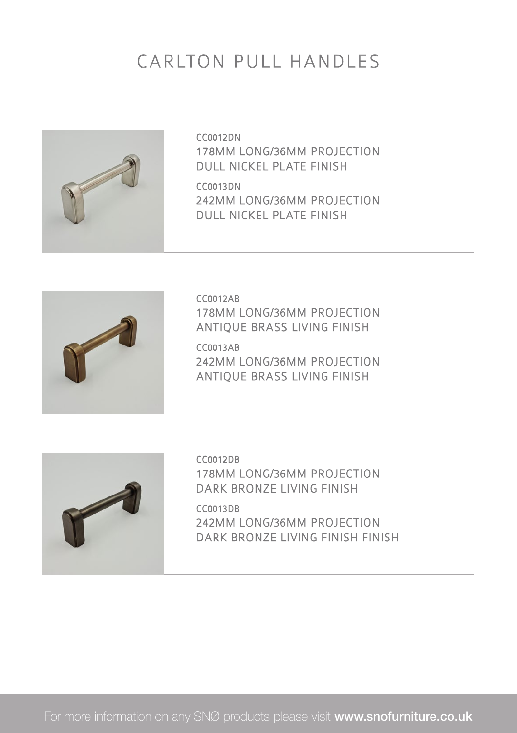# CARLTON PULL HANDLES

CC0012DN
178MM LONG/36MM PROJECTION
DULL NICKEL PLATE FINISH

CC0013DN
242MM LONG/36MM PROJECTION
DULL NICKEL PLATE FINISH

CC0012AB
178MM LONG/36MM PROJECTION
ANTIQUE BRASS LIVING FINISH

CC0013AB
242MM LONG/36MM PROJECTION
ANTIQUE BRASS LIVING FINISH

CC0012DB
178MM LONG/36MM PROJECTION
DARK BRONZE LIVING FINISH

CC0013DB
242MM LONG/36MM PROJECTION
DARK BRONZE LIVING FINISH FINISH

For more information on any SNØ products please visit **www.snofurniture.co.uk**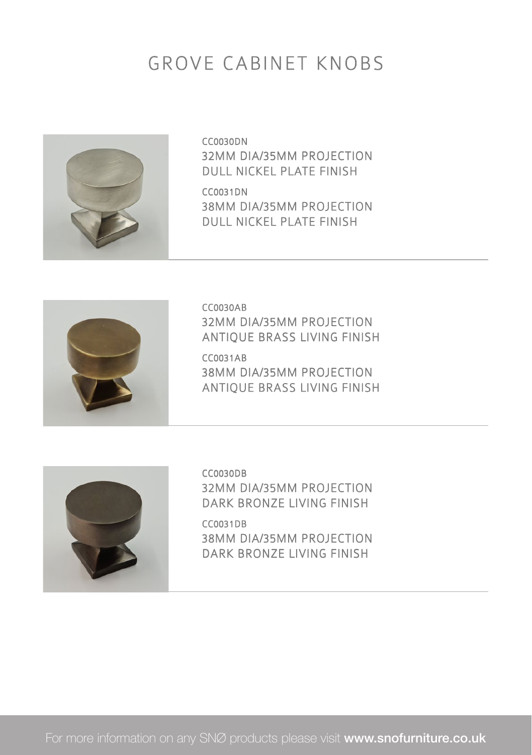# GROVE CABINET KNOBS

CC0030DN
32MM DIA/35MM PROJECTION
DULL NICKEL PLATE FINISH

CC0031DN
38MM DIA/35MM PROJECTION
DULL NICKEL PLATE FINISH

CC0030AB
32MM DIA/35MM PROJECTION
ANTIQUE BRASS LIVING FINISH

CC0031AB
38MM DIA/35MM PROJECTION
ANTIQUE BRASS LIVING FINISH

CC0030DB
32MM DIA/35MM PROJECTION
DARK BRONZE LIVING FINISH

CC0031DB
38MM DIA/35MM PROJECTION
DARK BRONZE LIVING FINISH

For more information on any SNØ products please visit **www.snofurniture.co.uk**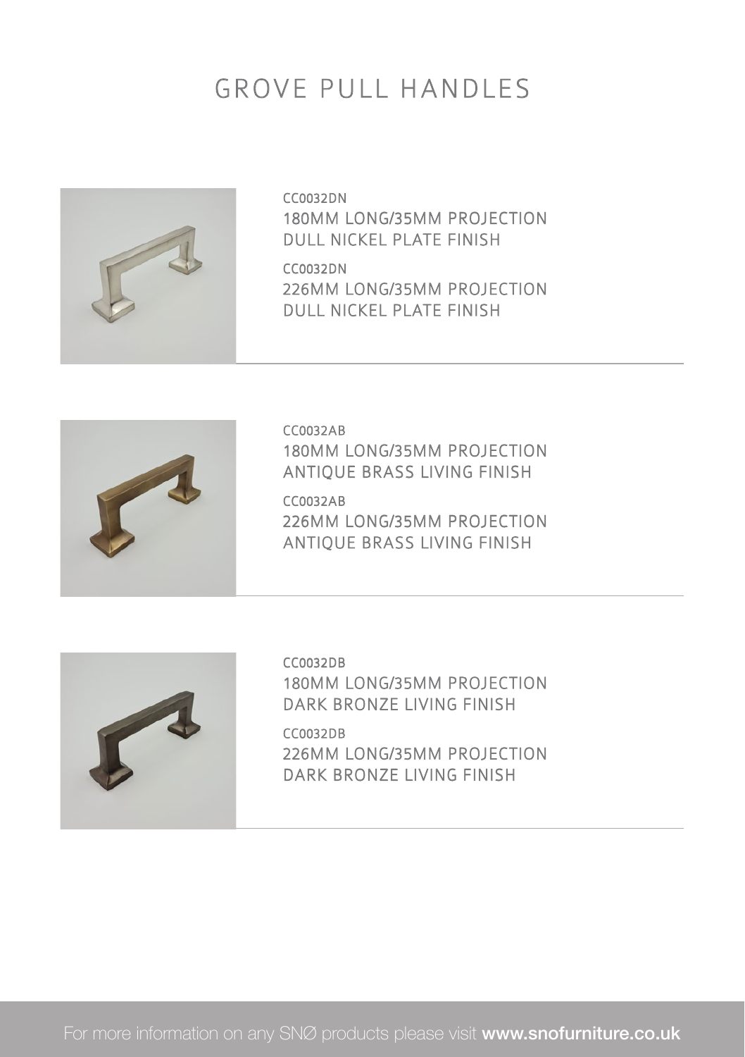# GROVE PULL HANDLES

CC0032DN
180MM LONG/35MM PROJECTION
DULL NICKEL PLATE FINISH

CC0032DN
226MM LONG/35MM PROJECTION
DULL NICKEL PLATE FINISH

CC0032AB
180MM LONG/35MM PROJECTION
ANTIQUE BRASS LIVING FINISH

CC0032AB
226MM LONG/35MM PROJECTION
ANTIQUE BRASS LIVING FINISH

CC0032DB
180MM LONG/35MM PROJECTION
DARK BRONZE LIVING FINISH

CC0032DB
226MM LONG/35MM PROJECTION
DARK BRONZE LIVING FINISH

For more information on any SNØ products please visit **www.snofurniture.co.uk**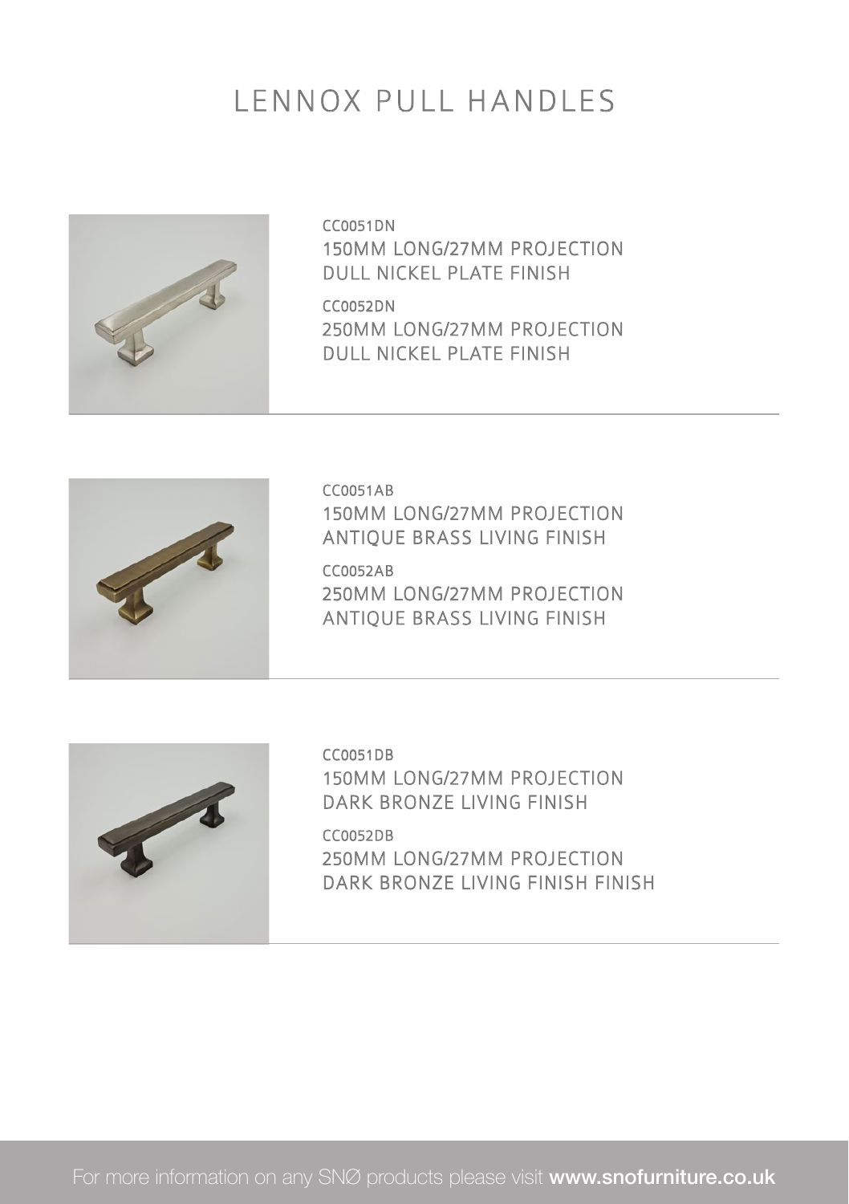# LENNOX PULL HANDLES

CC0051DN
150MM LONG/27MM PROJECTION
DULL NICKEL PLATE FINISH

CC0052DN
250MM LONG/27MM PROJECTION
DULL NICKEL PLATE FINISH

CC0051AB
150MM LONG/27MM PROJECTION
ANTIQUE BRASS LIVING FINISH

CC0052AB
250MM LONG/27MM PROJECTION
ANTIQUE BRASS LIVING FINISH

CC0051DB
150MM LONG/27MM PROJECTION
DARK BRONZE LIVING FINISH

CC0052DB
250MM LONG/27MM PROJECTION
DARK BRONZE LIVING FINISH FINISH

For more information on any SNØ products please visit **www.snofurniture.co.uk**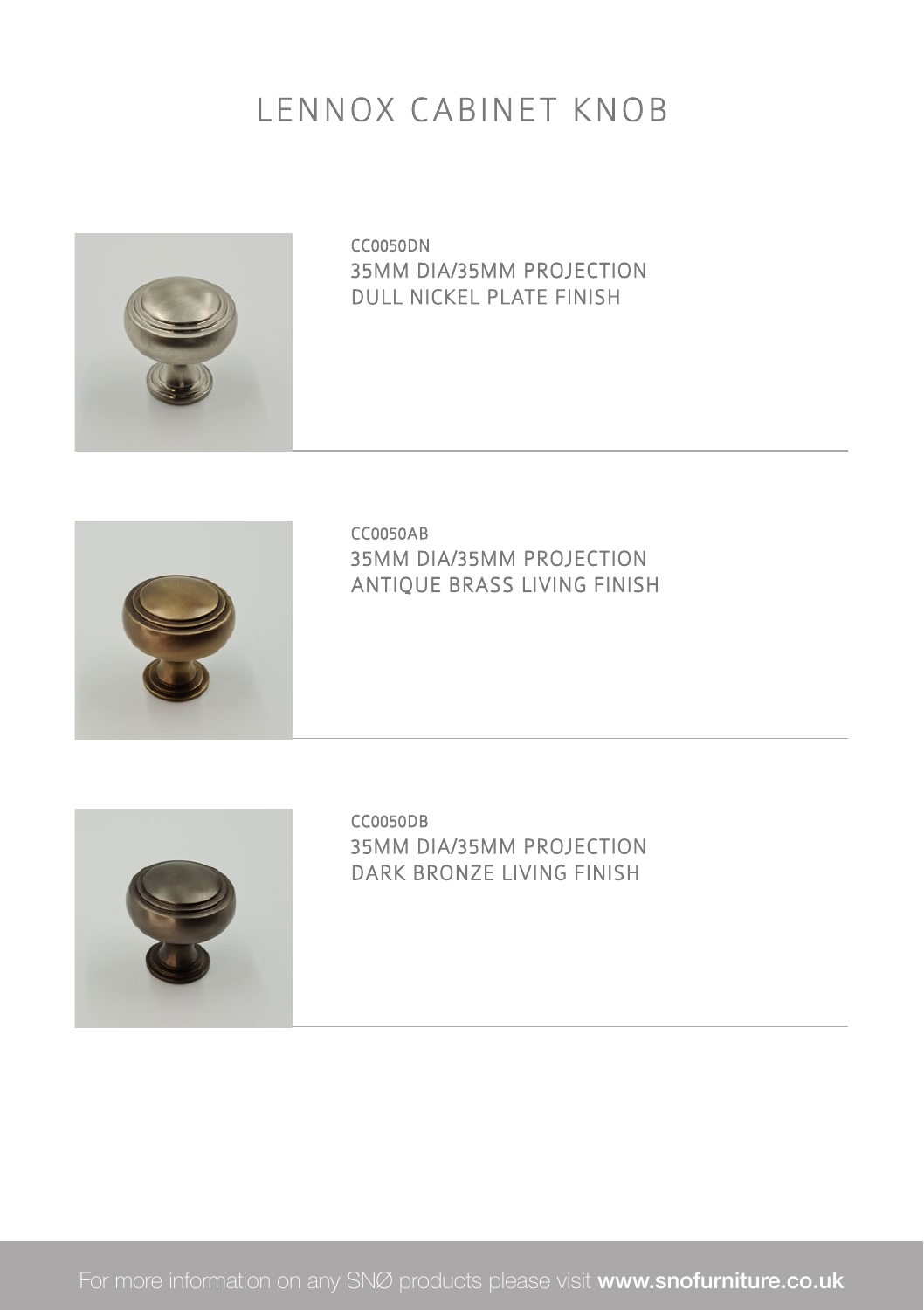# LENNOX CABINET KNOB

CC0050DN
35MM DIA/35MM PROJECTION
DULL NICKEL PLATE FINISH

CC0050AB
35MM DIA/35MM PROJECTION
ANTIQUE BRASS LIVING FINISH

CC0050DB
35MM DIA/35MM PROJECTION
DARK BRONZE LIVING FINISH

For more information on any SNØ products please visit **www.snofurniture.co.uk**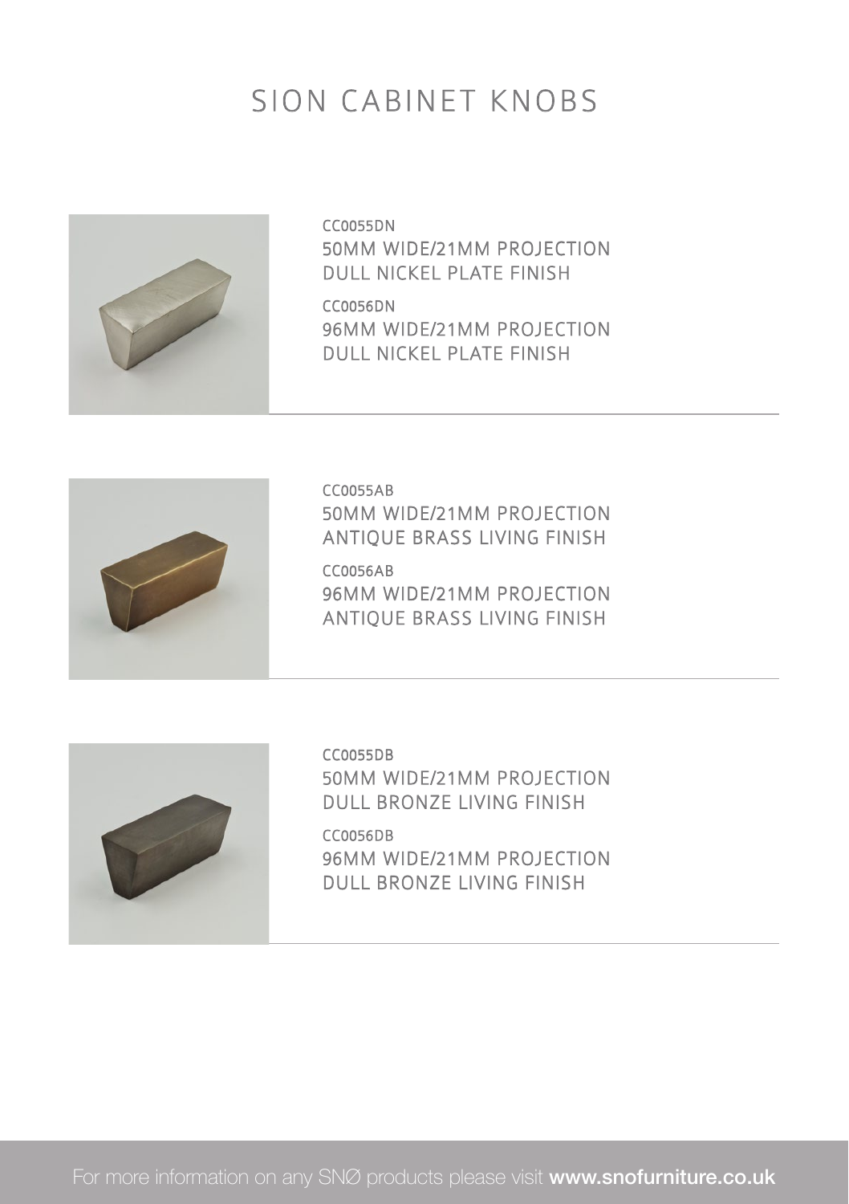# SION CABINET KNOBS

CC0055DN
50MM WIDE/21MM PROJECTION
DULL NICKEL PLATE FINISH

CC0056DN
96MM WIDE/21MM PROJECTION
DULL NICKEL PLATE FINISH

CC0055AB
50MM WIDE/21MM PROJECTION
ANTIQUE BRASS LIVING FINISH

CC0056AB
96MM WIDE/21MM PROJECTION
ANTIQUE BRASS LIVING FINISH

CC0055DB
50MM WIDE/21MM PROJECTION
DULL BRONZE LIVING FINISH

CC0056DB
96MM WIDE/21MM PROJECTION
DULL BRONZE LIVING FINISH

For more information on any SNØ products please visit **www.snofurniture.co.uk**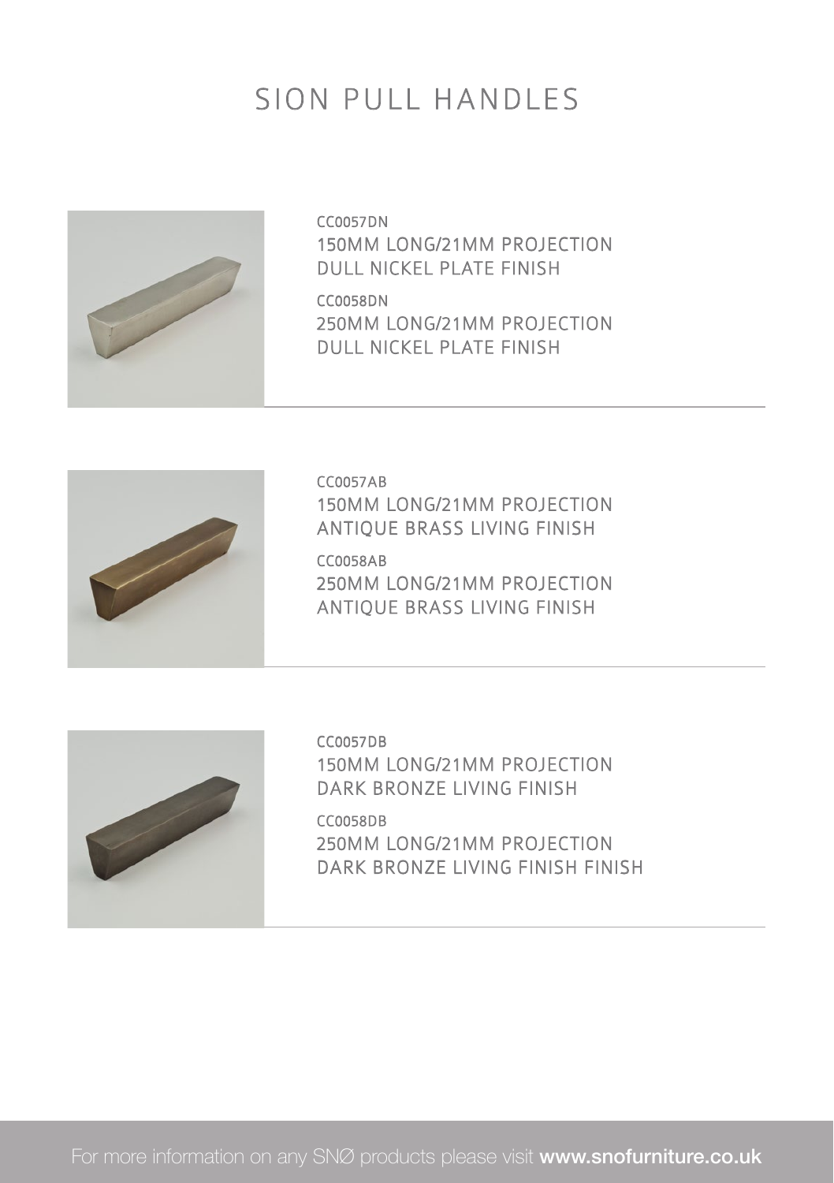# SION PULL HANDLES

CC0057DN
150MM LONG/21MM PROJECTION
DULL NICKEL PLATE FINISH

CC0058DN
250MM LONG/21MM PROJECTION
DULL NICKEL PLATE FINISH

CC0057AB
150MM LONG/21MM PROJECTION
ANTIQUE BRASS LIVING FINISH

CC0058AB
250MM LONG/21MM PROJECTION
ANTIQUE BRASS LIVING FINISH

CC0057DB
150MM LONG/21MM PROJECTION
DARK BRONZE LIVING FINISH

CC0058DB
250MM LONG/21MM PROJECTION
DARK BRONZE LIVING FINISH FINISH

For more information on any SNØ products please visit **www.snofurniture.co.uk**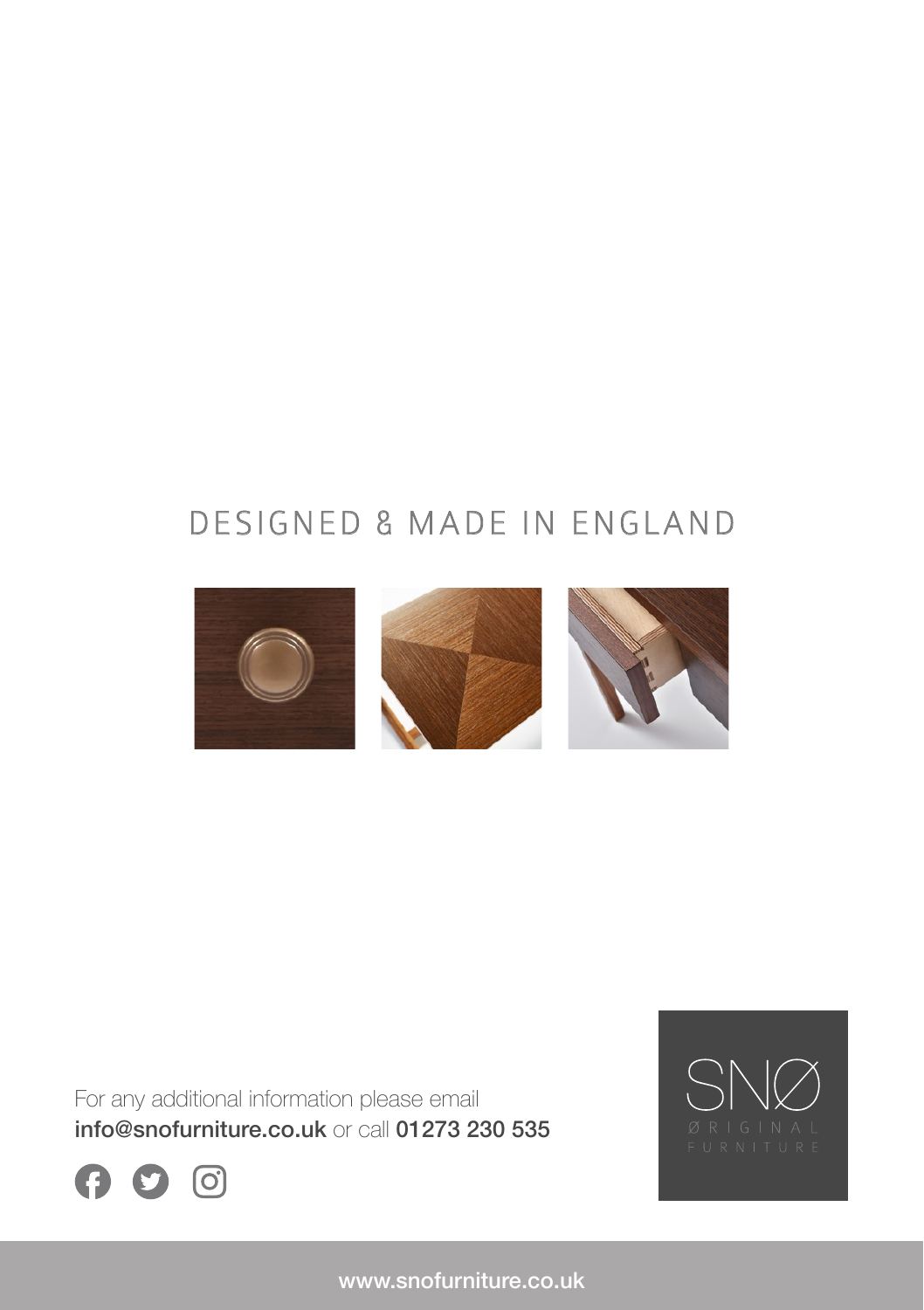# DESIGNED & MADE IN ENGLAND

For any additional information please email **info@snofurniture.co.uk** or call **01273 230 535**

SNØ
ØRIGINAL
FURNITURE

www.snofurniture.co.uk